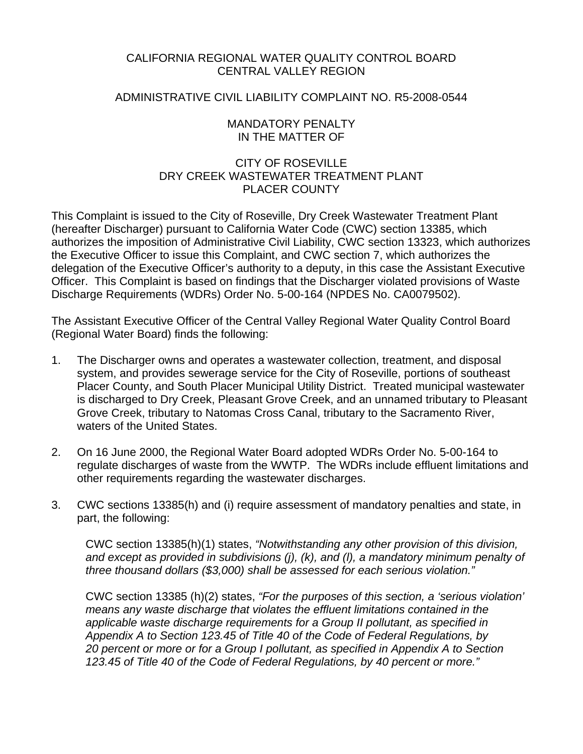# CALIFORNIA REGIONAL WATER QUALITY CONTROL BOARD
# CENTRAL VALLEY REGION

## ADMINISTRATIVE CIVIL LIABILITY COMPLAINT NO. R5-2008-0544

## MANDATORY PENALTY
## IN THE MATTER OF

## CITY OF ROSEVILLE
## DRY CREEK WASTEWATER TREATMENT PLANT
## PLACER COUNTY

This Complaint is issued to the City of Roseville, Dry Creek Wastewater Treatment Plant (hereafter Discharger) pursuant to California Water Code (CWC) section 13385, which authorizes the imposition of Administrative Civil Liability, CWC section 13323, which authorizes the Executive Officer to issue this Complaint, and CWC section 7, which authorizes the delegation of the Executive Officer's authority to a deputy, in this case the Assistant Executive Officer. This Complaint is based on findings that the Discharger violated provisions of Waste Discharge Requirements (WDRs) Order No. 5-00-164 (NPDES No. CA0079502).

The Assistant Executive Officer of the Central Valley Regional Water Quality Control Board (Regional Water Board) finds the following:

1. The Discharger owns and operates a wastewater collection, treatment, and disposal system, and provides sewerage service for the City of Roseville, portions of southeast Placer County, and South Placer Municipal Utility District. Treated municipal wastewater is discharged to Dry Creek, Pleasant Grove Creek, and an unnamed tributary to Pleasant Grove Creek, tributary to Natomas Cross Canal, tributary to the Sacramento River, waters of the United States.

2. On 16 June 2000, the Regional Water Board adopted WDRs Order No. 5-00-164 to regulate discharges of waste from the WWTP. The WDRs include effluent limitations and other requirements regarding the wastewater discharges.

3. CWC sections 13385(h) and (i) require assessment of mandatory penalties and state, in part, the following:

   CWC section 13385(h)(1) states, *"Notwithstanding any other provision of this division, and except as provided in subdivisions (j), (k), and (l), a mandatory minimum penalty of three thousand dollars ($3,000) shall be assessed for each serious violation."*

   CWC section 13385 (h)(2) states, *"For the purposes of this section, a 'serious violation' means any waste discharge that violates the effluent limitations contained in the applicable waste discharge requirements for a Group II pollutant, as specified in Appendix A to Section 123.45 of Title 40 of the Code of Federal Regulations, by 20 percent or more or for a Group I pollutant, as specified in Appendix A to Section 123.45 of Title 40 of the Code of Federal Regulations, by 40 percent or more."*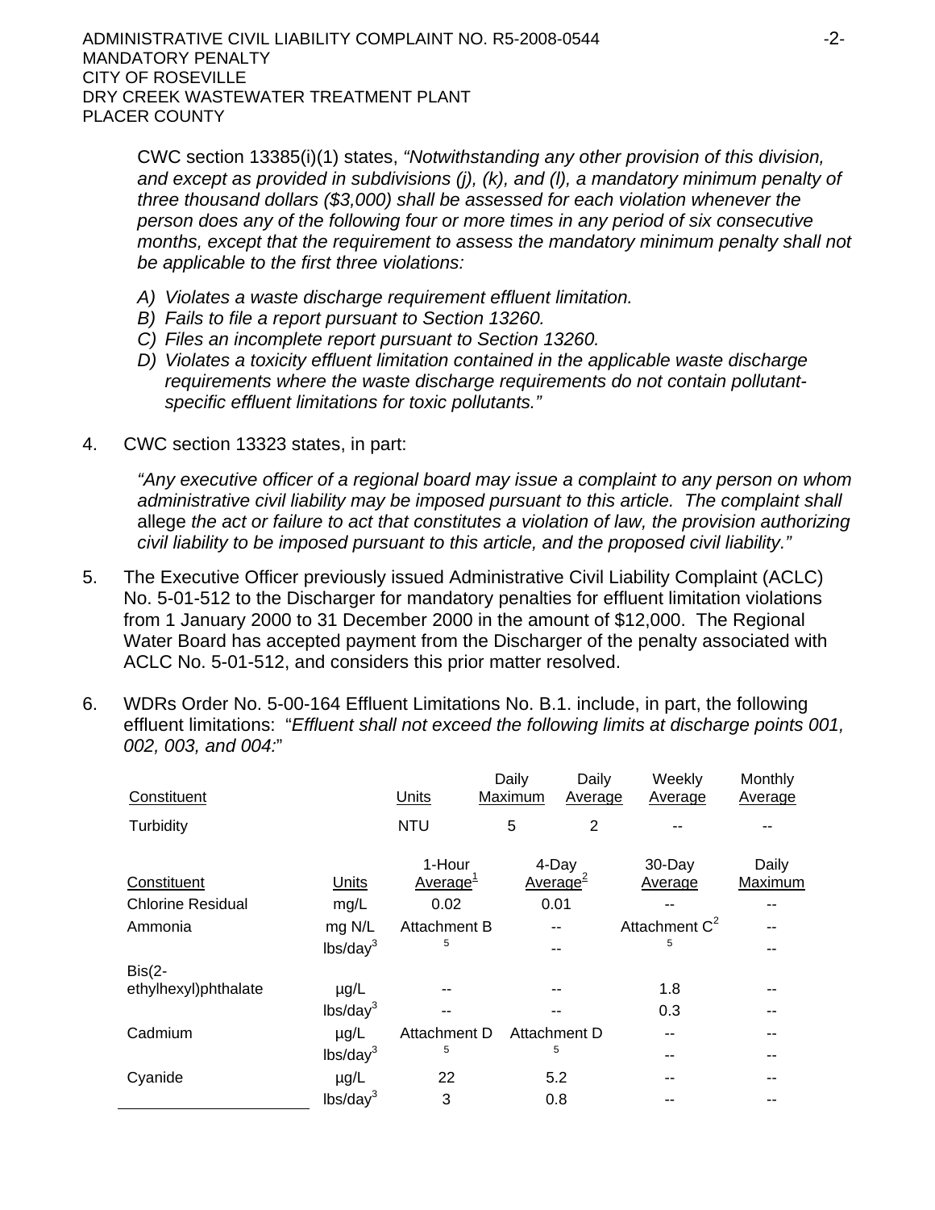CWC section 13385(i)(1) states, *"Notwithstanding any other provision of this division, and except as provided in subdivisions (j), (k), and (l), a mandatory minimum penalty of three thousand dollars ($3,000) shall be assessed for each violation whenever the person does any of the following four or more times in any period of six consecutive months, except that the requirement to assess the mandatory minimum penalty shall not be applicable to the first three violations:*

*A) Violates a waste discharge requirement effluent limitation.*
*B) Fails to file a report pursuant to Section 13260.*
*C) Files an incomplete report pursuant to Section 13260.*
*D) Violates a toxicity effluent limitation contained in the applicable waste discharge requirements where the waste discharge requirements do not contain pollutant-specific effluent limitations for toxic pollutants."*

4. CWC section 13323 states, in part:

   *"Any executive officer of a regional board may issue a complaint to any person on whom administrative civil liability may be imposed pursuant to this article. The complaint shall* allege *the act or failure to act that constitutes a violation of law, the provision authorizing civil liability to be imposed pursuant to this article, and the proposed civil liability."*

5. The Executive Officer previously issued Administrative Civil Liability Complaint (ACLC) No. 5-01-512 to the Discharger for mandatory penalties for effluent limitation violations from 1 January 2000 to 31 December 2000 in the amount of $12,000. The Regional Water Board has accepted payment from the Discharger of the penalty associated with ACLC No. 5-01-512, and considers this prior matter resolved.

6. WDRs Order No. 5-00-164 Effluent Limitations No. B.1. include, in part, the following effluent limitations: "*Effluent shall not exceed the following limits at discharge points 001, 002, 003, and 004:*"

| Constituent | Units | Daily Maximum | Daily Average | Weekly Average | Monthly Average |
|---|---|---|---|---|---|
| Turbidity | NTU | 5 | 2 | -- | -- |

| Constituent | Units | 1-Hour Average[1] | 4-Day Average[2] | 30-Day Average | Daily Maximum |
|---|---|---|---|---|---|
| Chlorine Residual | mg/L | 0.02 | 0.01 | -- | -- |
| Ammonia | mg N/L | Attachment B[5] | -- | Attachment C[2] [5] | -- |
| | lbs/day[3] | | -- | | -- |
| Bis(2-ethylhexyl)phthalate | µg/L | -- | -- | 1.8 | -- |
| | lbs/day[3] | -- | -- | 0.3 | -- |
| Cadmium | µg/L | Attachment D[5] | Attachment D[5] | -- | -- |
| | lbs/day[3] | | | -- | -- |
| Cyanide | µg/L | 22 | 5.2 | -- | -- |
| | lbs/day[3] | 3 | 0.8 | -- | -- |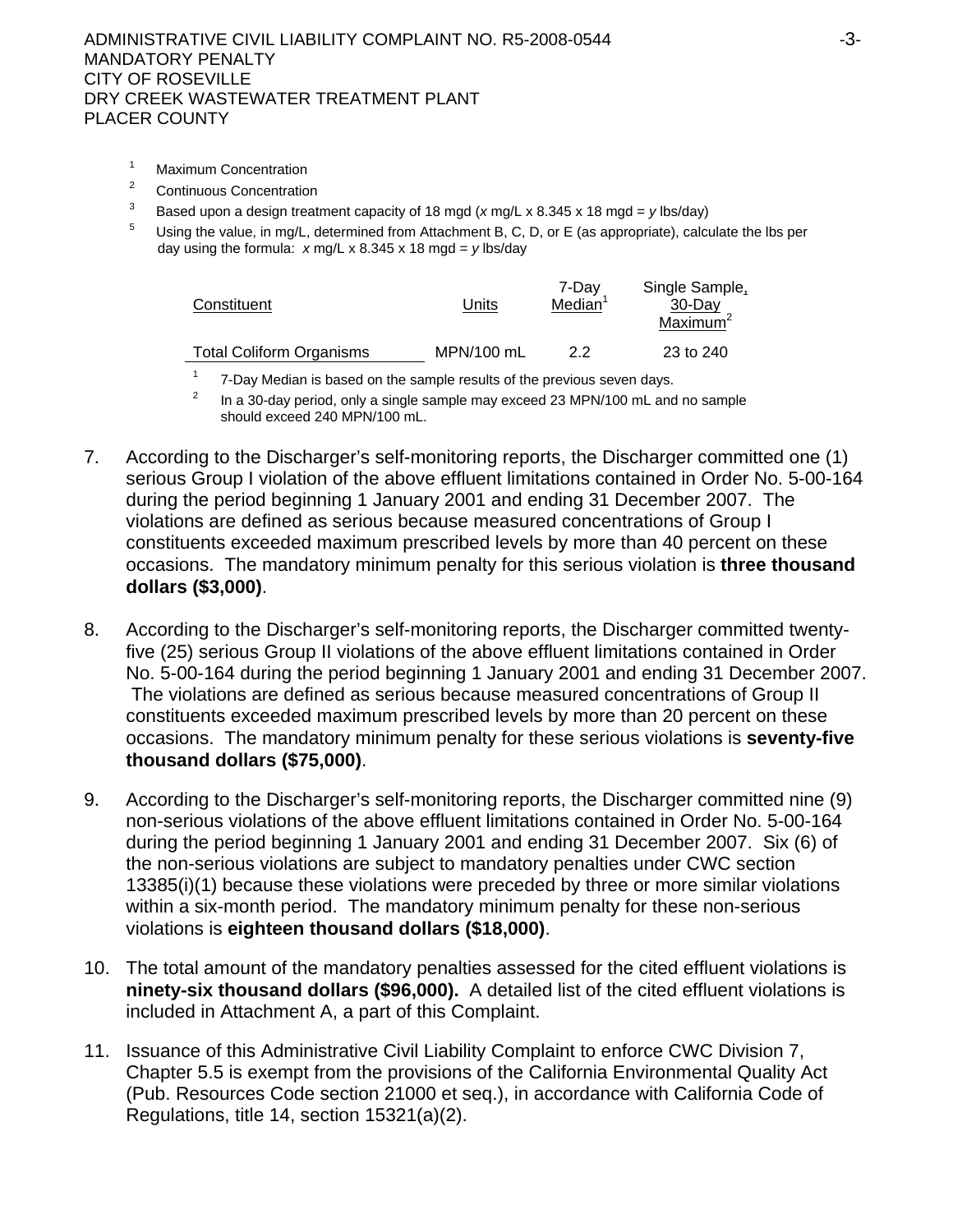[1] Maximum Concentration

[2] Continuous Concentration

[3] Based upon a design treatment capacity of 18 mgd ($x$ mg/L x 8.345 x 18 mgd = $y$ lbs/day)

[5] Using the value, in mg/L, determined from Attachment B, C, D, or E (as appropriate), calculate the lbs per day using the formula: $x$ mg/L x 8.345 x 18 mgd = $y$ lbs/day

| Constituent | Units | 7-Day Median[1] | Single Sample, 30-Day Maximum[2] |
|---|---|---|---|
| Total Coliform Organisms | MPN/100 mL | 2.2 | 23 to 240 |

[1] 7-Day Median is based on the sample results of the previous seven days.

[2] In a 30-day period, only a single sample may exceed 23 MPN/100 mL and no sample should exceed 240 MPN/100 mL.

7. According to the Discharger's self-monitoring reports, the Discharger committed one (1) serious Group I violation of the above effluent limitations contained in Order No. 5-00-164 during the period beginning 1 January 2001 and ending 31 December 2007. The violations are defined as serious because measured concentrations of Group I constituents exceeded maximum prescribed levels by more than 40 percent on these occasions. The mandatory minimum penalty for this serious violation is **three thousand dollars ($3,000)**.

8. According to the Discharger's self-monitoring reports, the Discharger committed twenty-five (25) serious Group II violations of the above effluent limitations contained in Order No. 5-00-164 during the period beginning 1 January 2001 and ending 31 December 2007. The violations are defined as serious because measured concentrations of Group II constituents exceeded maximum prescribed levels by more than 20 percent on these occasions. The mandatory minimum penalty for these serious violations is **seventy-five thousand dollars ($75,000)**.

9. According to the Discharger's self-monitoring reports, the Discharger committed nine (9) non-serious violations of the above effluent limitations contained in Order No. 5-00-164 during the period beginning 1 January 2001 and ending 31 December 2007. Six (6) of the non-serious violations are subject to mandatory penalties under CWC section 13385(i)(1) because these violations were preceded by three or more similar violations within a six-month period. The mandatory minimum penalty for these non-serious violations is **eighteen thousand dollars ($18,000)**.

10. The total amount of the mandatory penalties assessed for the cited effluent violations is **ninety-six thousand dollars ($96,000).** A detailed list of the cited effluent violations is included in Attachment A, a part of this Complaint.

11. Issuance of this Administrative Civil Liability Complaint to enforce CWC Division 7, Chapter 5.5 is exempt from the provisions of the California Environmental Quality Act (Pub. Resources Code section 21000 et seq.), in accordance with California Code of Regulations, title 14, section 15321(a)(2).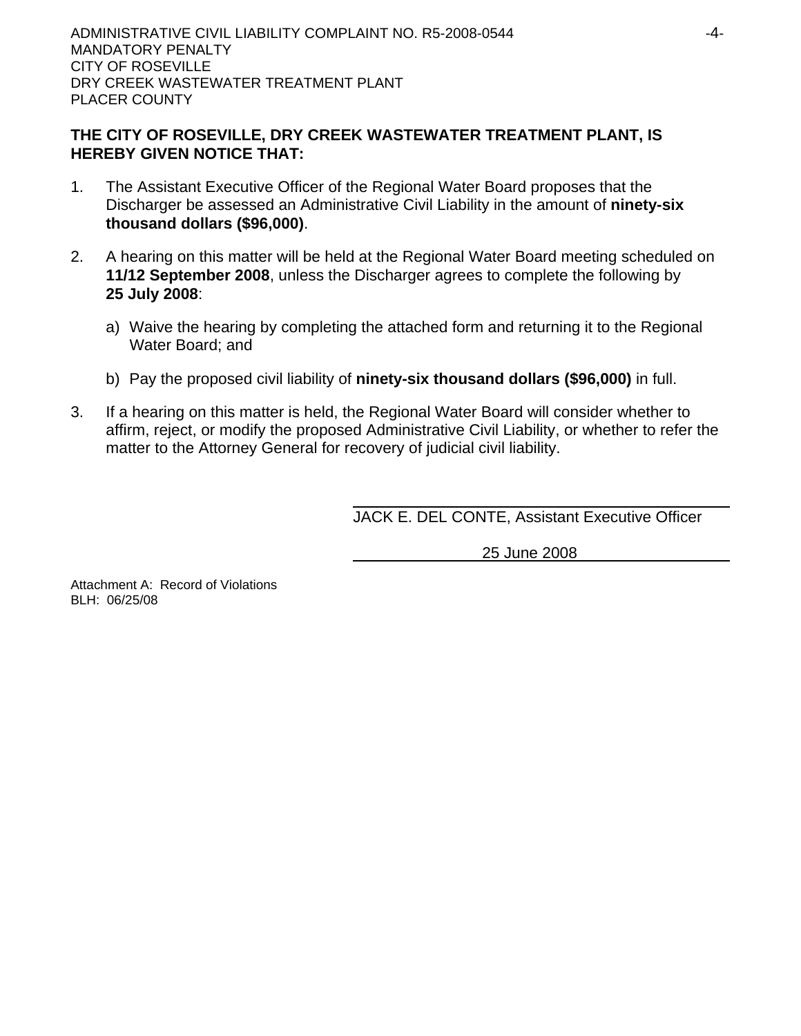**THE CITY OF ROSEVILLE, DRY CREEK WASTEWATER TREATMENT PLANT, IS HEREBY GIVEN NOTICE THAT:**

1. The Assistant Executive Officer of the Regional Water Board proposes that the Discharger be assessed an Administrative Civil Liability in the amount of **ninety-six thousand dollars ($96,000)**.

2. A hearing on this matter will be held at the Regional Water Board meeting scheduled on **11/12 September 2008**, unless the Discharger agrees to complete the following by **25 July 2008**:

   a) Waive the hearing by completing the attached form and returning it to the Regional Water Board; and

   b) Pay the proposed civil liability of **ninety-six thousand dollars ($96,000)** in full.

3. If a hearing on this matter is held, the Regional Water Board will consider whether to affirm, reject, or modify the proposed Administrative Civil Liability, or whether to refer the matter to the Attorney General for recovery of judicial civil liability.

JACK E. DEL CONTE, Assistant Executive Officer

25 June 2008

Attachment A: Record of Violations
BLH: 06/25/08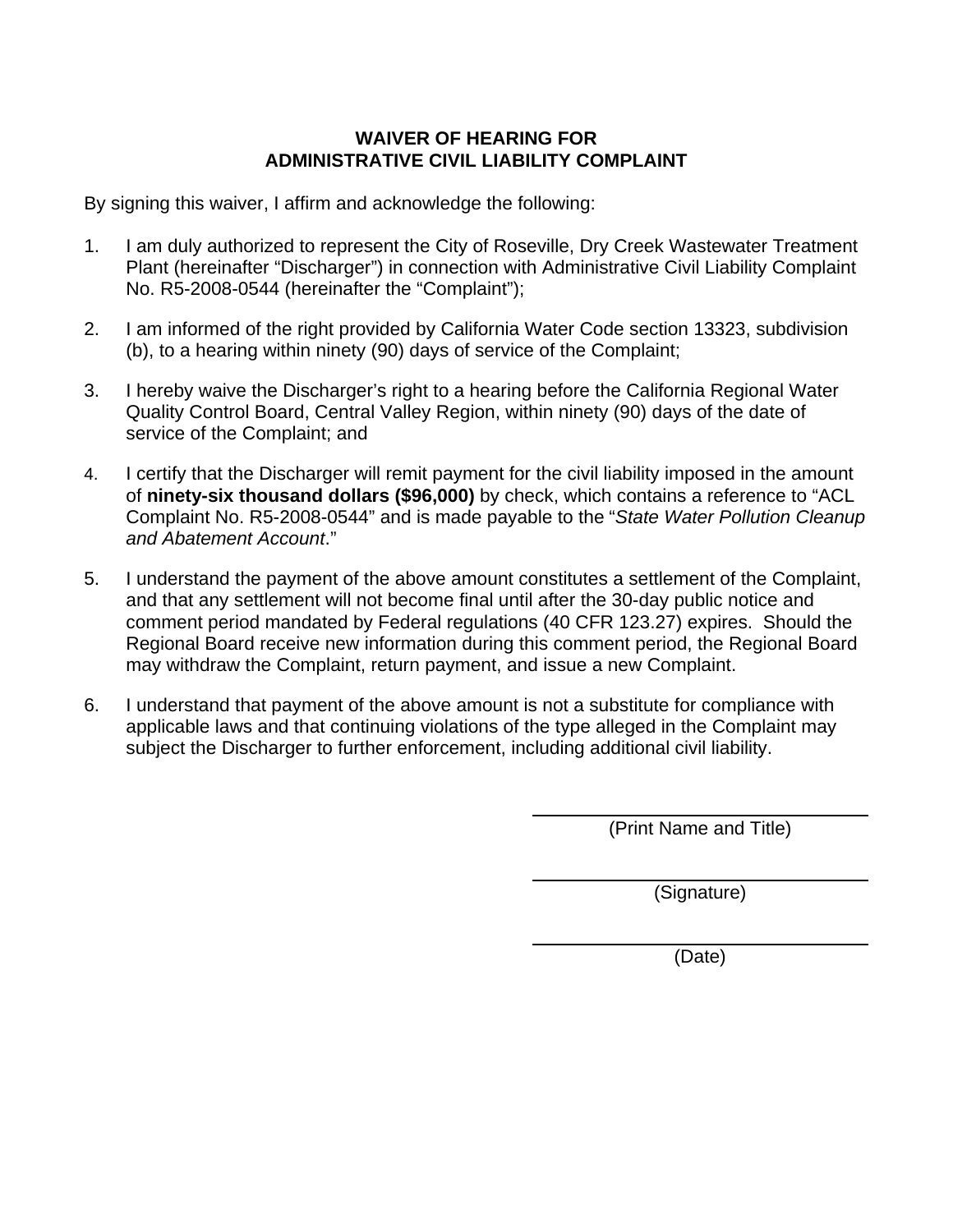**WAIVER OF HEARING FOR**
**ADMINISTRATIVE CIVIL LIABILITY COMPLAINT**

By signing this waiver, I affirm and acknowledge the following:

1. I am duly authorized to represent the City of Roseville, Dry Creek Wastewater Treatment Plant (hereinafter "Discharger") in connection with Administrative Civil Liability Complaint No. R5-2008-0544 (hereinafter the "Complaint");

2. I am informed of the right provided by California Water Code section 13323, subdivision (b), to a hearing within ninety (90) days of service of the Complaint;

3. I hereby waive the Discharger's right to a hearing before the California Regional Water Quality Control Board, Central Valley Region, within ninety (90) days of the date of service of the Complaint; and

4. I certify that the Discharger will remit payment for the civil liability imposed in the amount of **ninety-six thousand dollars ($96,000)** by check, which contains a reference to "ACL Complaint No. R5-2008-0544" and is made payable to the "*State Water Pollution Cleanup and Abatement Account*."

5. I understand the payment of the above amount constitutes a settlement of the Complaint, and that any settlement will not become final until after the 30-day public notice and comment period mandated by Federal regulations (40 CFR 123.27) expires. Should the Regional Board receive new information during this comment period, the Regional Board may withdraw the Complaint, return payment, and issue a new Complaint.

6. I understand that payment of the above amount is not a substitute for compliance with applicable laws and that continuing violations of the type alleged in the Complaint may subject the Discharger to further enforcement, including additional civil liability.

_______________________________
(Print Name and Title)

_______________________________
(Signature)

_______________________________
(Date)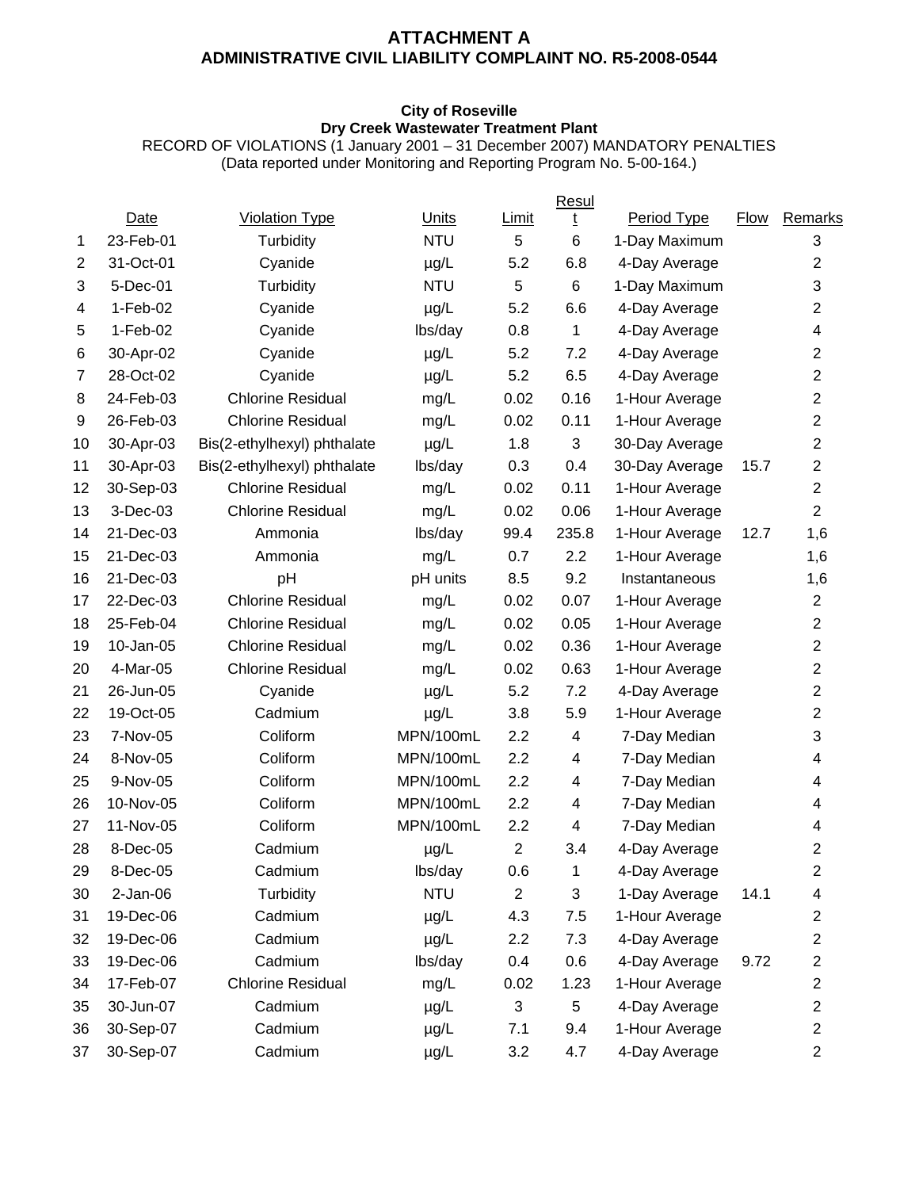# ATTACHMENT A
## ADMINISTRATIVE CIVIL LIABILITY COMPLAINT NO. R5-2008-0544

**City of Roseville**
**Dry Creek Wastewater Treatment Plant**
RECORD OF VIOLATIONS (1 January 2001 – 31 December 2007) MANDATORY PENALTIES
(Data reported under Monitoring and Reporting Program No. 5-00-164.)

| | Date | Violation Type | Units | Limit | Result | Period Type | Flow | Remarks |
|---|---|---|---|---|---|---|---|---|
| 1 | 23-Feb-01 | Turbidity | NTU | 5 | 6 | 1-Day Maximum | | 3 |
| 2 | 31-Oct-01 | Cyanide | µg/L | 5.2 | 6.8 | 4-Day Average | | 2 |
| 3 | 5-Dec-01 | Turbidity | NTU | 5 | 6 | 1-Day Maximum | | 3 |
| 4 | 1-Feb-02 | Cyanide | µg/L | 5.2 | 6.6 | 4-Day Average | | 2 |
| 5 | 1-Feb-02 | Cyanide | lbs/day | 0.8 | 1 | 4-Day Average | | 4 |
| 6 | 30-Apr-02 | Cyanide | µg/L | 5.2 | 7.2 | 4-Day Average | | 2 |
| 7 | 28-Oct-02 | Cyanide | µg/L | 5.2 | 6.5 | 4-Day Average | | 2 |
| 8 | 24-Feb-03 | Chlorine Residual | mg/L | 0.02 | 0.16 | 1-Hour Average | | 2 |
| 9 | 26-Feb-03 | Chlorine Residual | mg/L | 0.02 | 0.11 | 1-Hour Average | | 2 |
| 10 | 30-Apr-03 | Bis(2-ethylhexyl) phthalate | µg/L | 1.8 | 3 | 30-Day Average | | 2 |
| 11 | 30-Apr-03 | Bis(2-ethylhexyl) phthalate | lbs/day | 0.3 | 0.4 | 30-Day Average | 15.7 | 2 |
| 12 | 30-Sep-03 | Chlorine Residual | mg/L | 0.02 | 0.11 | 1-Hour Average | | 2 |
| 13 | 3-Dec-03 | Chlorine Residual | mg/L | 0.02 | 0.06 | 1-Hour Average | | 2 |
| 14 | 21-Dec-03 | Ammonia | lbs/day | 99.4 | 235.8 | 1-Hour Average | 12.7 | 1,6 |
| 15 | 21-Dec-03 | Ammonia | mg/L | 0.7 | 2.2 | 1-Hour Average | | 1,6 |
| 16 | 21-Dec-03 | pH | pH units | 8.5 | 9.2 | Instantaneous | | 1,6 |
| 17 | 22-Dec-03 | Chlorine Residual | mg/L | 0.02 | 0.07 | 1-Hour Average | | 2 |
| 18 | 25-Feb-04 | Chlorine Residual | mg/L | 0.02 | 0.05 | 1-Hour Average | | 2 |
| 19 | 10-Jan-05 | Chlorine Residual | mg/L | 0.02 | 0.36 | 1-Hour Average | | 2 |
| 20 | 4-Mar-05 | Chlorine Residual | mg/L | 0.02 | 0.63 | 1-Hour Average | | 2 |
| 21 | 26-Jun-05 | Cyanide | µg/L | 5.2 | 7.2 | 4-Day Average | | 2 |
| 22 | 19-Oct-05 | Cadmium | µg/L | 3.8 | 5.9 | 1-Hour Average | | 2 |
| 23 | 7-Nov-05 | Coliform | MPN/100mL | 2.2 | 4 | 7-Day Median | | 3 |
| 24 | 8-Nov-05 | Coliform | MPN/100mL | 2.2 | 4 | 7-Day Median | | 4 |
| 25 | 9-Nov-05 | Coliform | MPN/100mL | 2.2 | 4 | 7-Day Median | | 4 |
| 26 | 10-Nov-05 | Coliform | MPN/100mL | 2.2 | 4 | 7-Day Median | | 4 |
| 27 | 11-Nov-05 | Coliform | MPN/100mL | 2.2 | 4 | 7-Day Median | | 4 |
| 28 | 8-Dec-05 | Cadmium | µg/L | 2 | 3.4 | 4-Day Average | | 2 |
| 29 | 8-Dec-05 | Cadmium | lbs/day | 0.6 | 1 | 4-Day Average | | 2 |
| 30 | 2-Jan-06 | Turbidity | NTU | 2 | 3 | 1-Day Average | 14.1 | 4 |
| 31 | 19-Dec-06 | Cadmium | µg/L | 4.3 | 7.5 | 1-Hour Average | | 2 |
| 32 | 19-Dec-06 | Cadmium | µg/L | 2.2 | 7.3 | 4-Day Average | | 2 |
| 33 | 19-Dec-06 | Cadmium | lbs/day | 0.4 | 0.6 | 4-Day Average | 9.72 | 2 |
| 34 | 17-Feb-07 | Chlorine Residual | mg/L | 0.02 | 1.23 | 1-Hour Average | | 2 |
| 35 | 30-Jun-07 | Cadmium | µg/L | 3 | 5 | 4-Day Average | | 2 |
| 36 | 30-Sep-07 | Cadmium | µg/L | 7.1 | 9.4 | 1-Hour Average | | 2 |
| 37 | 30-Sep-07 | Cadmium | µg/L | 3.2 | 4.7 | 4-Day Average | | 2 |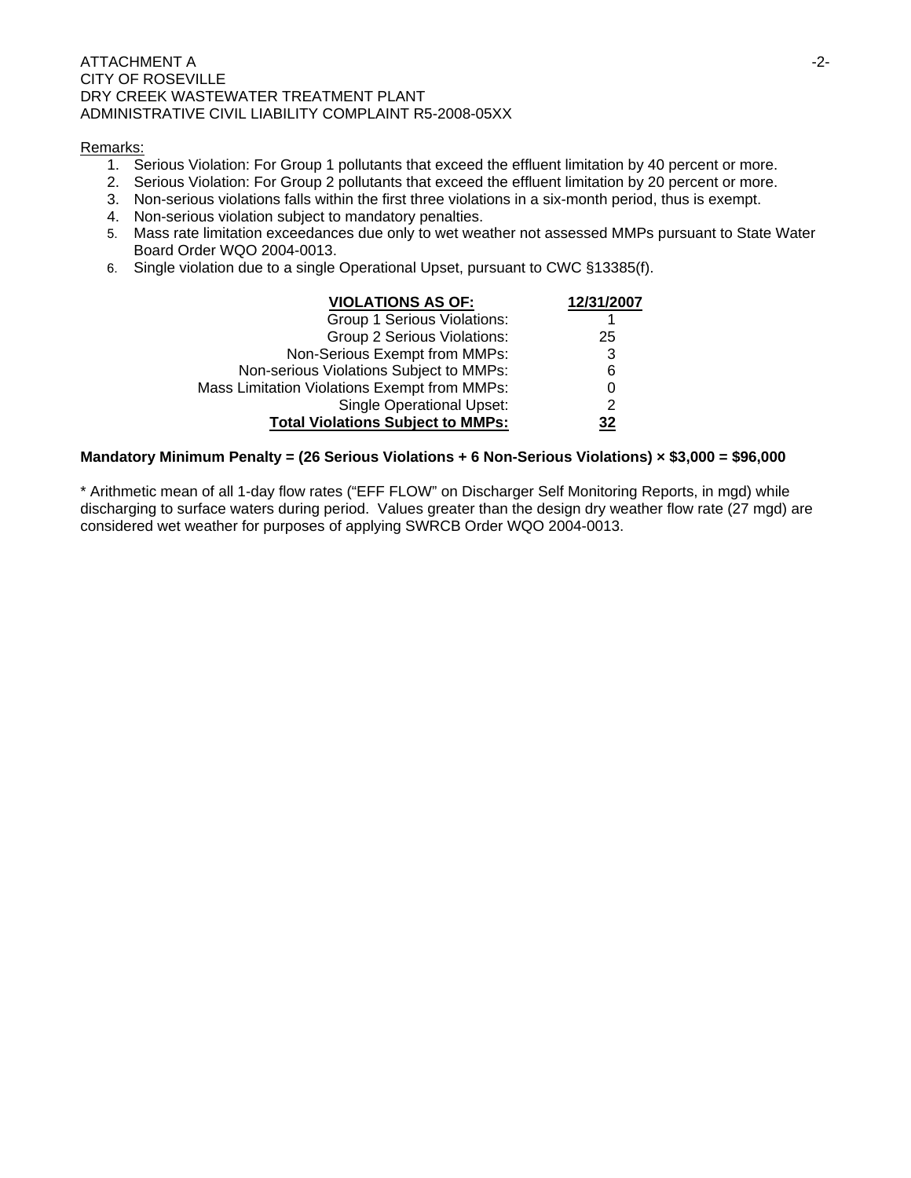ATTACHMENT A
CITY OF ROSEVILLE
DRY CREEK WASTEWATER TREATMENT PLANT
ADMINISTRATIVE CIVIL LIABILITY COMPLAINT R5-2008-05XX

Remarks:

1. Serious Violation: For Group 1 pollutants that exceed the effluent limitation by 40 percent or more.
2. Serious Violation: For Group 2 pollutants that exceed the effluent limitation by 20 percent or more.
3. Non-serious violations falls within the first three violations in a six-month period, thus is exempt.
4. Non-serious violation subject to mandatory penalties.
5. Mass rate limitation exceedances due only to wet weather not assessed MMPs pursuant to State Water Board Order WQO 2004-0013.
6. Single violation due to a single Operational Upset, pursuant to CWC §13385(f).

| **VIOLATIONS AS OF:** | **12/31/2007** |
|---|---|
| Group 1 Serious Violations: | 1 |
| Group 2 Serious Violations: | 25 |
| Non-Serious Exempt from MMPs: | 3 |
| Non-serious Violations Subject to MMPs: | 6 |
| Mass Limitation Violations Exempt from MMPs: | 0 |
| Single Operational Upset: | 2 |
| **Total Violations Subject to MMPs:** | **32** |

**Mandatory Minimum Penalty = (26 Serious Violations + 6 Non-Serious Violations) × $3,000 = $96,000**

* Arithmetic mean of all 1-day flow rates ("EFF FLOW" on Discharger Self Monitoring Reports, in mgd) while discharging to surface waters during period. Values greater than the design dry weather flow rate (27 mgd) are considered wet weather for purposes of applying SWRCB Order WQO 2004-0013.